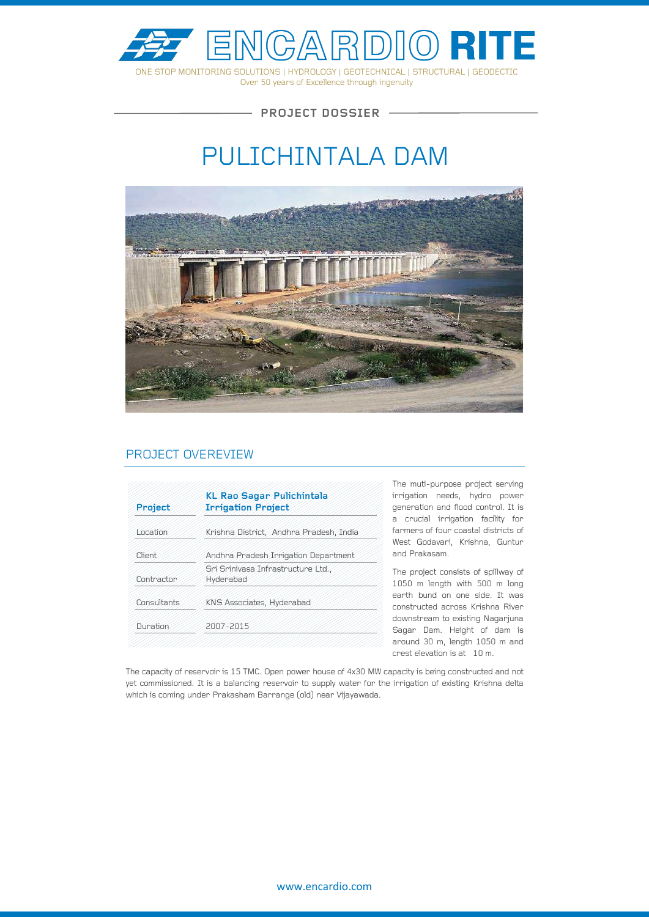# ENCARDIO RITE

ONE STOP MONITORING SOLUTIONS | HYDROLOGY | GEOTECHNICAL | STRUCTURAL | GEODECTIC

Over 50 years of Excellence through ingenuity

**PROJECT DOSSIER**

# PULICHINTALA DAM

## PROJECT OVEREVIEW

| **Project** | **KL Rao Sagar Pulichintala Irrigation Project** |
|---|---|
| Location | Krishna District, Andhra Pradesh, India |
| Client | Andhra Pradesh Irrigation Department |
| Contractor | Sri Srinivasa Infrastructure Ltd., Hyderabad |
| Consultants | KNS Associates, Hyderabad |
| Duration | 2007-2015 |

The muti-purpose project serving irrigation needs, hydro power generation and flood control. It is a crucial irrigation facility for farmers of four coastal districts of West Godavari, Krishna, Guntur and Prakasam.

The project consists of spillway of 1050 m length with 500 m long earth bund on one side. It was constructed across Krishna River downstream to existing Nagarjuna Sagar Dam. Height of dam is around 30 m, length 1050 m and crest elevation is at 10 m.

The capacity of reservoir is 15 TMC. Open power house of 4x30 MW capacity is being constructed and not yet commissioned. It is a balancing reservoir to supply water for the irrigation of existing Krishna delta which is coming under Prakasham Barrange (old) near Vijayawada.

www.encardio.com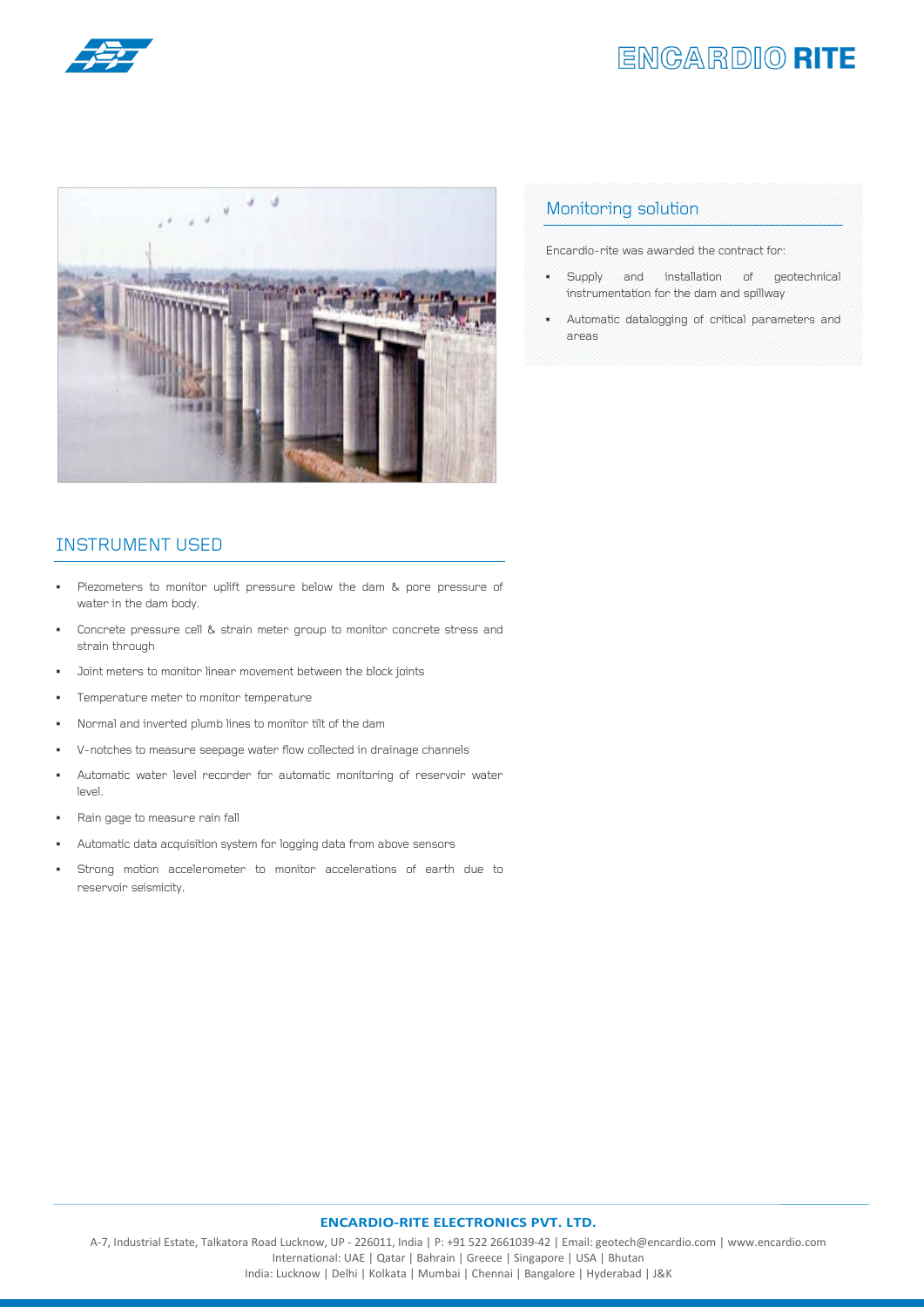## Monitoring solution

Encardio-rite was awarded the contract for:

- Supply and installation of geotechnical instrumentation for the dam and spillway
- Automatic datalogging of critical parameters and areas

## INSTRUMENT USED

- Piezometers to monitor uplift pressure below the dam & pore pressure of water in the dam body.
- Concrete pressure cell & strain meter group to monitor concrete stress and strain through
- Joint meters to monitor linear movement between the block joints
- Temperature meter to monitor temperature
- Normal and inverted plumb lines to monitor tilt of the dam
- V-notches to measure seepage water flow collected in drainage channels
- Automatic water level recorder for automatic monitoring of reservoir water level.
- Rain gage to measure rain fall
- Automatic data acquisition system for logging data from above sensors
- Strong motion accelerometer to monitor accelerations of earth due to reservoir seismicity.

**ENCARDIO-RITE ELECTRONICS PVT. LTD.**

A-7, Industrial Estate, Talkatora Road Lucknow, UP - 226011, India | P: +91 522 2661039-42 | Email: geotech@encardio.com | www.encardio.com
International: UAE | Qatar | Bahrain | Greece | Singapore | USA | Bhutan
India: Lucknow | Delhi | Kolkata | Mumbai | Chennai | Bangalore | Hyderabad | J&K